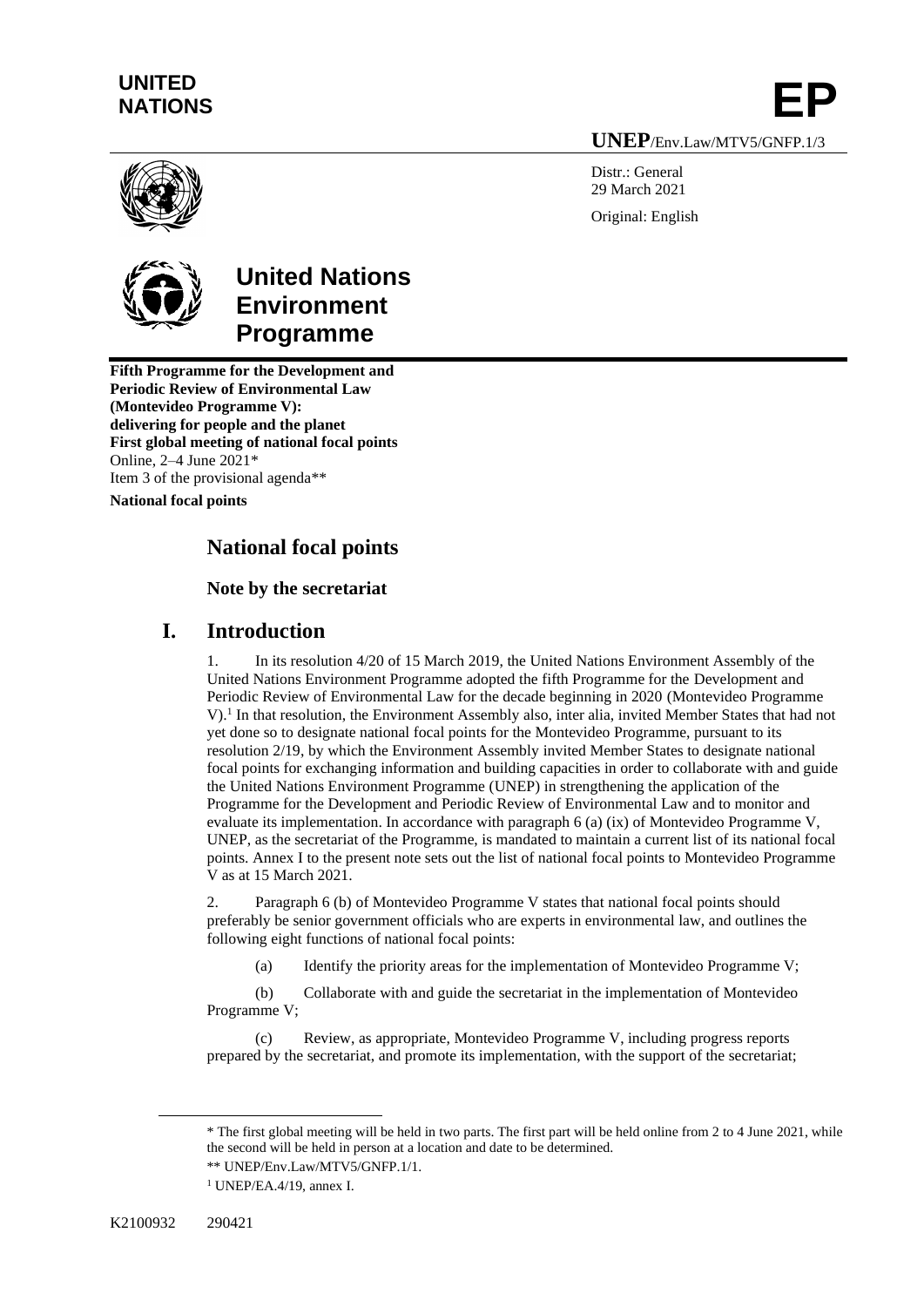UNITED NATIONS

# EP

**UNEP**/Env.Law/MTV5/GNFP.1/3

Distr.: General
29 March 2021

Original: English

**United Nations Environment Programme**

**Fifth Programme for the Development and Periodic Review of Environmental Law (Montevideo Programme V): delivering for people and the planet**
**First global meeting of national focal points**
Online, 2–4 June 2021*
Item 3 of the provisional agenda**

**National focal points**

## National focal points

### Note by the secretariat

## I. Introduction

1. In its resolution 4/20 of 15 March 2019, the United Nations Environment Assembly of the United Nations Environment Programme adopted the fifth Programme for the Development and Periodic Review of Environmental Law for the decade beginning in 2020 (Montevideo Programme V).[1] In that resolution, the Environment Assembly also, inter alia, invited Member States that had not yet done so to designate national focal points for the Montevideo Programme, pursuant to its resolution 2/19, by which the Environment Assembly invited Member States to designate national focal points for exchanging information and building capacities in order to collaborate with and guide the United Nations Environment Programme (UNEP) in strengthening the application of the Programme for the Development and Periodic Review of Environmental Law and to monitor and evaluate its implementation. In accordance with paragraph 6 (a) (ix) of Montevideo Programme V, UNEP, as the secretariat of the Programme, is mandated to maintain a current list of its national focal points. Annex I to the present note sets out the list of national focal points to Montevideo Programme V as at 15 March 2021.

2. Paragraph 6 (b) of Montevideo Programme V states that national focal points should preferably be senior government officials who are experts in environmental law, and outlines the following eight functions of national focal points:

(a) Identify the priority areas for the implementation of Montevideo Programme V;

(b) Collaborate with and guide the secretariat in the implementation of Montevideo Programme V;

(c) Review, as appropriate, Montevideo Programme V, including progress reports prepared by the secretariat, and promote its implementation, with the support of the secretariat;

---

\* The first global meeting will be held in two parts. The first part will be held online from 2 to 4 June 2021, while the second will be held in person at a location and date to be determined.

\*\* UNEP/Env.Law/MTV5/GNFP.1/1.

[1] UNEP/EA.4/19, annex I.

K2100932 290421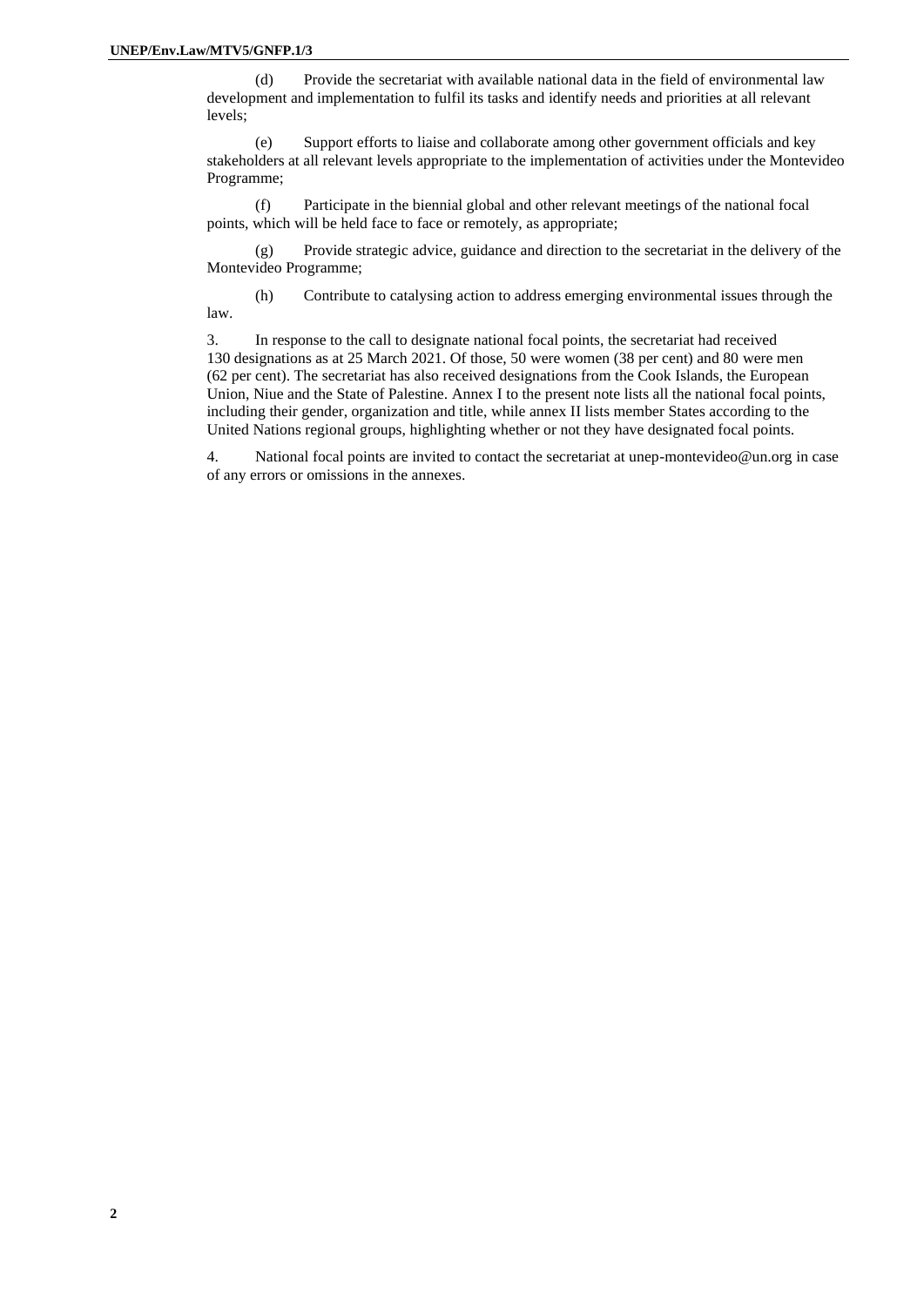(d) Provide the secretariat with available national data in the field of environmental law development and implementation to fulfil its tasks and identify needs and priorities at all relevant levels;

(e) Support efforts to liaise and collaborate among other government officials and key stakeholders at all relevant levels appropriate to the implementation of activities under the Montevideo Programme;

(f) Participate in the biennial global and other relevant meetings of the national focal points, which will be held face to face or remotely, as appropriate;

(g) Provide strategic advice, guidance and direction to the secretariat in the delivery of the Montevideo Programme;

(h) Contribute to catalysing action to address emerging environmental issues through the law.

3. In response to the call to designate national focal points, the secretariat had received 130 designations as at 25 March 2021. Of those, 50 were women (38 per cent) and 80 were men (62 per cent). The secretariat has also received designations from the Cook Islands, the European Union, Niue and the State of Palestine. Annex I to the present note lists all the national focal points, including their gender, organization and title, while annex II lists member States according to the United Nations regional groups, highlighting whether or not they have designated focal points.

4. National focal points are invited to contact the secretariat at unep-montevideo@un.org in case of any errors or omissions in the annexes.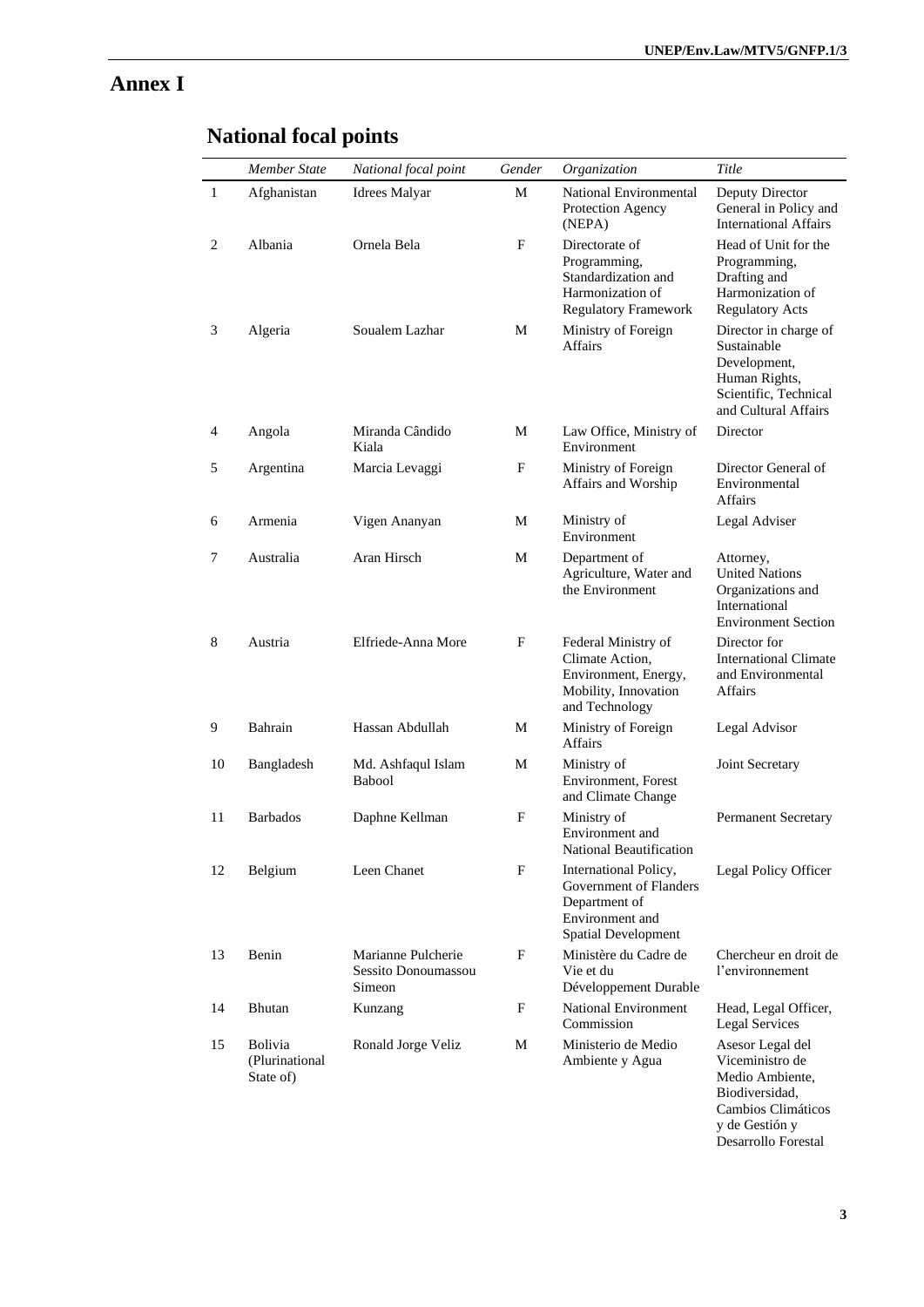# Annex I

## National focal points

| | *Member State* | *National focal point* | *Gender* | *Organization* | *Title* |
|---|---|---|---|---|---|
| 1 | Afghanistan | Idrees Malyar | M | National Environmental Protection Agency (NEPA) | Deputy Director General in Policy and International Affairs |
| 2 | Albania | Ornela Bela | F | Directorate of Programming, Standardization and Harmonization of Regulatory Framework | Head of Unit for the Programming, Drafting and Harmonization of Regulatory Acts |
| 3 | Algeria | Soualem Lazhar | M | Ministry of Foreign Affairs | Director in charge of Sustainable Development, Human Rights, Scientific, Technical and Cultural Affairs |
| 4 | Angola | Miranda Cândido Kiala | M | Law Office, Ministry of Environment | Director |
| 5 | Argentina | Marcia Levaggi | F | Ministry of Foreign Affairs and Worship | Director General of Environmental Affairs |
| 6 | Armenia | Vigen Ananyan | M | Ministry of Environment | Legal Adviser |
| 7 | Australia | Aran Hirsch | M | Department of Agriculture, Water and the Environment | Attorney, United Nations Organizations and International Environment Section |
| 8 | Austria | Elfriede-Anna More | F | Federal Ministry of Climate Action, Environment, Energy, Mobility, Innovation and Technology | Director for International Climate and Environmental Affairs |
| 9 | Bahrain | Hassan Abdullah | M | Ministry of Foreign Affairs | Legal Advisor |
| 10 | Bangladesh | Md. Ashfaqul Islam Babool | M | Ministry of Environment, Forest and Climate Change | Joint Secretary |
| 11 | Barbados | Daphne Kellman | F | Ministry of Environment and National Beautification | Permanent Secretary |
| 12 | Belgium | Leen Chanet | F | International Policy, Government of Flanders Department of Environment and Spatial Development | Legal Policy Officer |
| 13 | Benin | Marianne Pulcherie Sessito Donoumassou Simeon | F | Ministère du Cadre de Vie et du Développement Durable | Chercheur en droit de l'environnement |
| 14 | Bhutan | Kunzang | F | National Environment Commission | Head, Legal Officer, Legal Services |
| 15 | Bolivia (Plurinational State of) | Ronald Jorge Veliz | M | Ministerio de Medio Ambiente y Agua | Asesor Legal del Viceministro de Medio Ambiente, Biodiversidad, Cambios Climáticos y de Gestión y Desarrollo Forestal |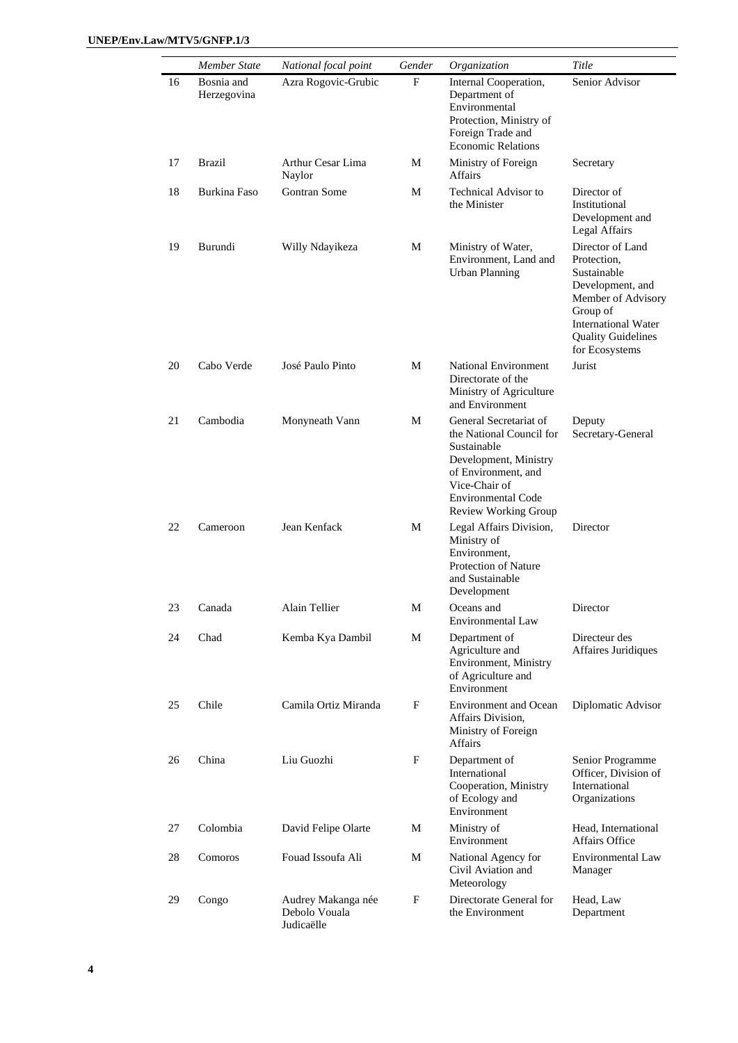|  | *Member State* | *National focal point* | *Gender* | *Organization* | *Title* |
|---|---|---|---|---|---|
| 16 | Bosnia and Herzegovina | Azra Rogovic-Grubic | F | Internal Cooperation, Department of Environmental Protection, Ministry of Foreign Trade and Economic Relations | Senior Advisor |
| 17 | Brazil | Arthur Cesar Lima Naylor | M | Ministry of Foreign Affairs | Secretary |
| 18 | Burkina Faso | Gontran Some | M | Technical Advisor to the Minister | Director of Institutional Development and Legal Affairs |
| 19 | Burundi | Willy Ndayikeza | M | Ministry of Water, Environment, Land and Urban Planning | Director of Land Protection, Sustainable Development, and Member of Advisory Group of International Water Quality Guidelines for Ecosystems |
| 20 | Cabo Verde | José Paulo Pinto | M | National Environment Directorate of the Ministry of Agriculture and Environment | Jurist |
| 21 | Cambodia | Monyneath Vann | M | General Secretariat of the National Council for Sustainable Development, Ministry of Environment, and Vice-Chair of Environmental Code Review Working Group | Deputy Secretary-General |
| 22 | Cameroon | Jean Kenfack | M | Legal Affairs Division, Ministry of Environment, Protection of Nature and Sustainable Development | Director |
| 23 | Canada | Alain Tellier | M | Oceans and Environmental Law | Director |
| 24 | Chad | Kemba Kya Dambil | M | Department of Agriculture and Environment, Ministry of Agriculture and Environment | Directeur des Affaires Juridiques |
| 25 | Chile | Camila Ortiz Miranda | F | Environment and Ocean Affairs Division, Ministry of Foreign Affairs | Diplomatic Advisor |
| 26 | China | Liu Guozhi | F | Department of International Cooperation, Ministry of Ecology and Environment | Senior Programme Officer, Division of International Organizations |
| 27 | Colombia | David Felipe Olarte | M | Ministry of Environment | Head, International Affairs Office |
| 28 | Comoros | Fouad Issoufa Ali | M | National Agency for Civil Aviation and Meteorology | Environmental Law Manager |
| 29 | Congo | Audrey Makanga née Debolo Vouala Judicaëlle | F | Directorate General for the Environment | Head, Law Department |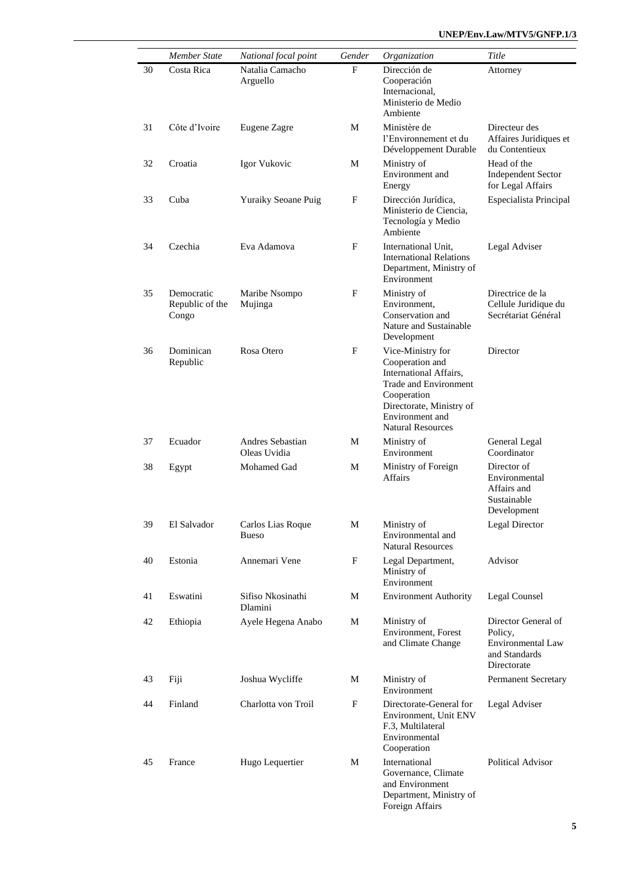|  | *Member State* | *National focal point* | *Gender* | *Organization* | *Title* |
| --- | --- | --- | --- | --- | --- |
| 30 | Costa Rica | Natalia Camacho Arguello | F | Dirección de Cooperación Internacional, Ministerio de Medio Ambiente | Attorney |
| 31 | Côte d'Ivoire | Eugene Zagre | M | Ministère de l'Environnement et du Développement Durable | Directeur des Affaires Juridiques et du Contentieux |
| 32 | Croatia | Igor Vukovic | M | Ministry of Environment and Energy | Head of the Independent Sector for Legal Affairs |
| 33 | Cuba | Yuraiky Seoane Puig | F | Dirección Jurídica, Ministerio de Ciencia, Tecnología y Medio Ambiente | Especialista Principal |
| 34 | Czechia | Eva Adamova | F | International Unit, International Relations Department, Ministry of Environment | Legal Adviser |
| 35 | Democratic Republic of the Congo | Maribe Nsompo Mujinga | F | Ministry of Environment, Conservation and Nature and Sustainable Development | Directrice de la Cellule Juridique du Secrétariat Général |
| 36 | Dominican Republic | Rosa Otero | F | Vice-Ministry for Cooperation and International Affairs, Trade and Environment Cooperation Directorate, Ministry of Environment and Natural Resources | Director |
| 37 | Ecuador | Andres Sebastian Oleas Uvidia | M | Ministry of Environment | General Legal Coordinator |
| 38 | Egypt | Mohamed Gad | M | Ministry of Foreign Affairs | Director of Environmental Affairs and Sustainable Development |
| 39 | El Salvador | Carlos Lias Roque Bueso | M | Ministry of Environmental and Natural Resources | Legal Director |
| 40 | Estonia | Annemari Vene | F | Legal Department, Ministry of Environment | Advisor |
| 41 | Eswatini | Sifiso Nkosinathi Dlamini | M | Environment Authority | Legal Counsel |
| 42 | Ethiopia | Ayele Hegena Anabo | M | Ministry of Environment, Forest and Climate Change | Director General of Policy, Environmental Law and Standards Directorate |
| 43 | Fiji | Joshua Wycliffe | M | Ministry of Environment | Permanent Secretary |
| 44 | Finland | Charlotta von Troil | F | Directorate-General for Environment, Unit ENV F.3, Multilateral Environmental Cooperation | Legal Adviser |
| 45 | France | Hugo Lequertier | M | International Governance, Climate and Environment Department, Ministry of Foreign Affairs | Political Advisor |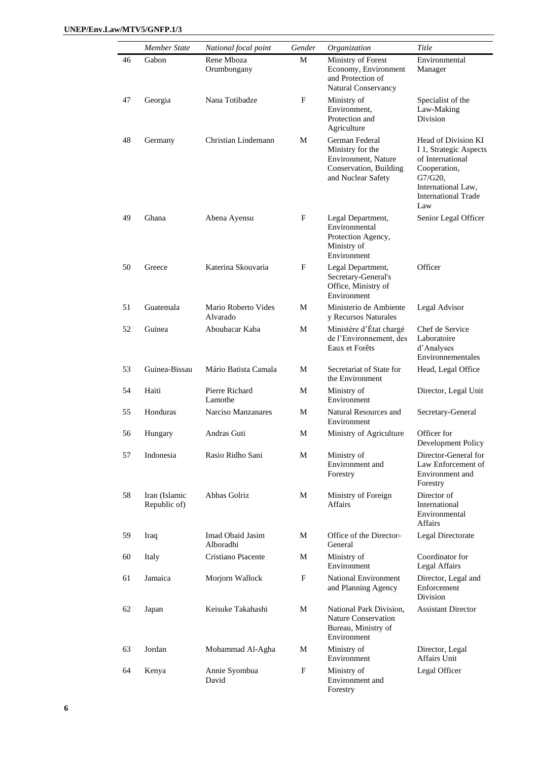| | *Member State* | *National focal point* | *Gender* | *Organization* | *Title* |
|---|---|---|---|---|---|
| 46 | Gabon | Rene Mboza Orumbongany | M | Ministry of Forest Economy, Environment and Protection of Natural Conservancy | Environmental Manager |
| 47 | Georgia | Nana Totibadze | F | Ministry of Environment, Protection and Agriculture | Specialist of the Law-Making Division |
| 48 | Germany | Christian Lindemann | M | German Federal Ministry for the Environment, Nature Conservation, Building and Nuclear Safety | Head of Division KI I 1, Strategic Aspects of International Cooperation, G7/G20, International Law, International Trade Law |
| 49 | Ghana | Abena Ayensu | F | Legal Department, Environmental Protection Agency, Ministry of Environment | Senior Legal Officer |
| 50 | Greece | Katerina Skouvaria | F | Legal Department, Secretary-General's Office, Ministry of Environment | Officer |
| 51 | Guatemala | Mario Roberto Vides Alvarado | M | Ministerio de Ambiente y Recursos Naturales | Legal Advisor |
| 52 | Guinea | Aboubacar Kaba | M | Ministère d'État chargé de l'Environnement, des Eaux et Forêts | Chef de Service Laboratoire d'Analyses Environnementales |
| 53 | Guinea-Bissau | Mário Batista Camala | M | Secretariat of State for the Environment | Head, Legal Office |
| 54 | Haiti | Pierre Richard Lamothe | M | Ministry of Environment | Director, Legal Unit |
| 55 | Honduras | Narciso Manzanares | M | Natural Resources and Environment | Secretary-General |
| 56 | Hungary | Andras Guti | M | Ministry of Agriculture | Officer for Development Policy |
| 57 | Indonesia | Rasio Ridho Sani | M | Ministry of Environment and Forestry | Director-General for Law Enforcement of Environment and Forestry |
| 58 | Iran (Islamic Republic of) | Abbas Golriz | M | Ministry of Foreign Affairs | Director of International Environmental Affairs |
| 59 | Iraq | Imad Obaid Jasim Alboradhi | M | Office of the Director-General | Legal Directorate |
| 60 | Italy | Cristiano Piacente | M | Ministry of Environment | Coordinator for Legal Affairs |
| 61 | Jamaica | Morjorn Wallock | F | National Environment and Planning Agency | Director, Legal and Enforcement Division |
| 62 | Japan | Keisuke Takahashi | M | National Park Division, Nature Conservation Bureau, Ministry of Environment | Assistant Director |
| 63 | Jordan | Mohammad Al-Agha | M | Ministry of Environment | Director, Legal Affairs Unit |
| 64 | Kenya | Annie Syombua David | F | Ministry of Environment and Forestry | Legal Officer |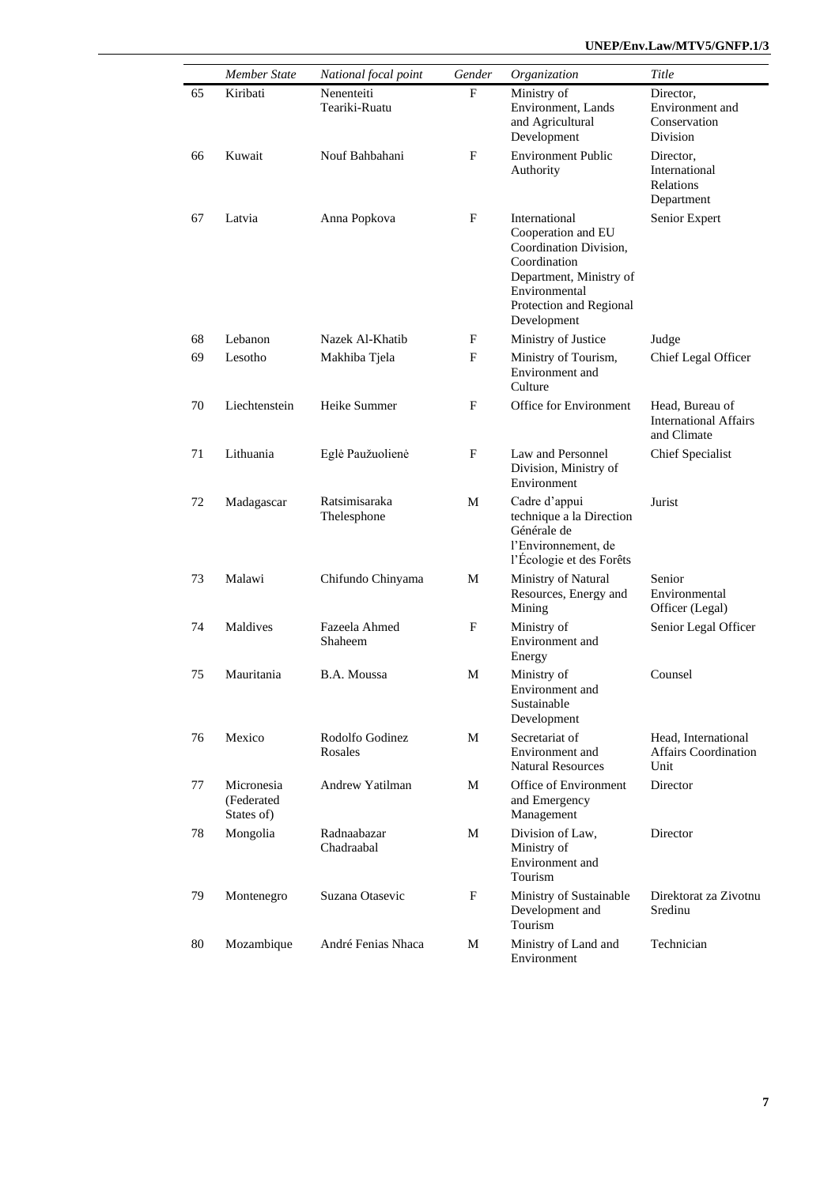| | *Member State* | *National focal point* | *Gender* | *Organization* | *Title* |
|---|---|---|---|---|---|
| 65 | Kiribati | Nenenteiti Teariki-Ruatu | F | Ministry of Environment, Lands and Agricultural Development | Director, Environment and Conservation Division |
| 66 | Kuwait | Nouf Bahbahani | F | Environment Public Authority | Director, International Relations Department |
| 67 | Latvia | Anna Popkova | F | International Cooperation and EU Coordination Division, Coordination Department, Ministry of Environmental Protection and Regional Development | Senior Expert |
| 68 | Lebanon | Nazek Al-Khatib | F | Ministry of Justice | Judge |
| 69 | Lesotho | Makhiba Tjela | F | Ministry of Tourism, Environment and Culture | Chief Legal Officer |
| 70 | Liechtenstein | Heike Summer | F | Office for Environment | Head, Bureau of International Affairs and Climate |
| 71 | Lithuania | Eglė Paužuolienė | F | Law and Personnel Division, Ministry of Environment | Chief Specialist |
| 72 | Madagascar | Ratsimisaraka Thelesphone | M | Cadre d'appui technique a la Direction Générale de l'Environnement, de l'Écologie et des Forêts | Jurist |
| 73 | Malawi | Chifundo Chinyama | M | Ministry of Natural Resources, Energy and Mining | Senior Environmental Officer (Legal) |
| 74 | Maldives | Fazeela Ahmed Shaheem | F | Ministry of Environment and Energy | Senior Legal Officer |
| 75 | Mauritania | B.A. Moussa | M | Ministry of Environment and Sustainable Development | Counsel |
| 76 | Mexico | Rodolfo Godinez Rosales | M | Secretariat of Environment and Natural Resources | Head, International Affairs Coordination Unit |
| 77 | Micronesia (Federated States of) | Andrew Yatilman | M | Office of Environment and Emergency Management | Director |
| 78 | Mongolia | Radnaabazar Chadraabal | M | Division of Law, Ministry of Environment and Tourism | Director |
| 79 | Montenegro | Suzana Otasevic | F | Ministry of Sustainable Development and Tourism | Direktorat za Zivotnu Sredinu |
| 80 | Mozambique | André Fenias Nhaca | M | Ministry of Land and Environment | Technician |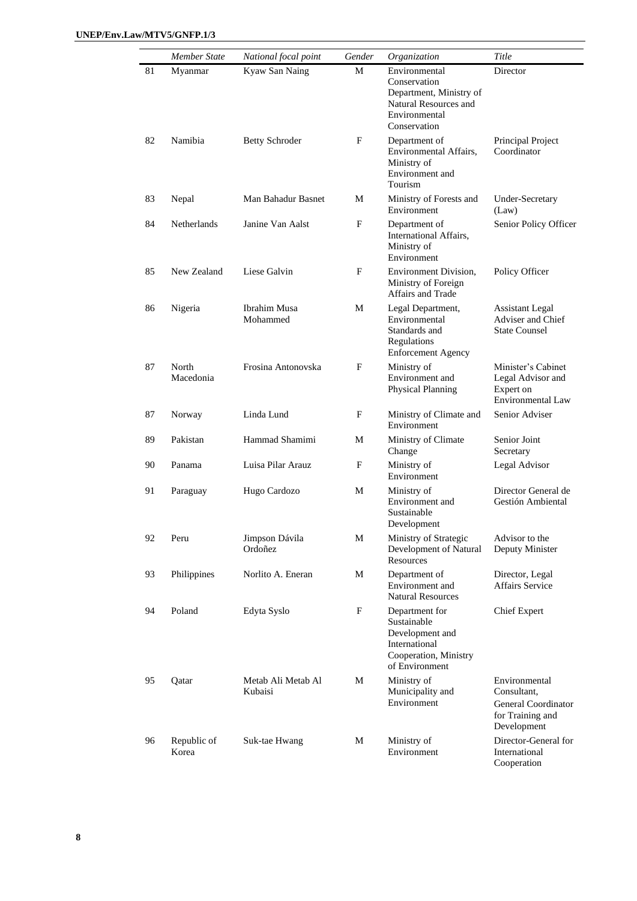|  | *Member State* | *National focal point* | *Gender* | *Organization* | *Title* |
|---|---|---|---|---|---|
| 81 | Myanmar | Kyaw San Naing | M | Environmental Conservation Department, Ministry of Natural Resources and Environmental Conservation | Director |
| 82 | Namibia | Betty Schroder | F | Department of Environmental Affairs, Ministry of Environment and Tourism | Principal Project Coordinator |
| 83 | Nepal | Man Bahadur Basnet | M | Ministry of Forests and Environment | Under-Secretary (Law) |
| 84 | Netherlands | Janine Van Aalst | F | Department of International Affairs, Ministry of Environment | Senior Policy Officer |
| 85 | New Zealand | Liese Galvin | F | Environment Division, Ministry of Foreign Affairs and Trade | Policy Officer |
| 86 | Nigeria | Ibrahim Musa Mohammed | M | Legal Department, Environmental Standards and Regulations Enforcement Agency | Assistant Legal Adviser and Chief State Counsel |
| 87 | North Macedonia | Frosina Antonovska | F | Ministry of Environment and Physical Planning | Minister's Cabinet Legal Advisor and Expert on Environmental Law |
| 87 | Norway | Linda Lund | F | Ministry of Climate and Environment | Senior Adviser |
| 89 | Pakistan | Hammad Shamimi | M | Ministry of Climate Change | Senior Joint Secretary |
| 90 | Panama | Luisa Pilar Arauz | F | Ministry of Environment | Legal Advisor |
| 91 | Paraguay | Hugo Cardozo | M | Ministry of Environment and Sustainable Development | Director General de Gestión Ambiental |
| 92 | Peru | Jimpson Dávila Ordoñez | M | Ministry of Strategic Development of Natural Resources | Advisor to the Deputy Minister |
| 93 | Philippines | Norlito A. Eneran | M | Department of Environment and Natural Resources | Director, Legal Affairs Service |
| 94 | Poland | Edyta Syslo | F | Department for Sustainable Development and International Cooperation, Ministry of Environment | Chief Expert |
| 95 | Qatar | Metab Ali Metab Al Kubaisi | M | Ministry of Municipality and Environment | Environmental Consultant, General Coordinator for Training and Development |
| 96 | Republic of Korea | Suk-tae Hwang | M | Ministry of Environment | Director-General for International Cooperation |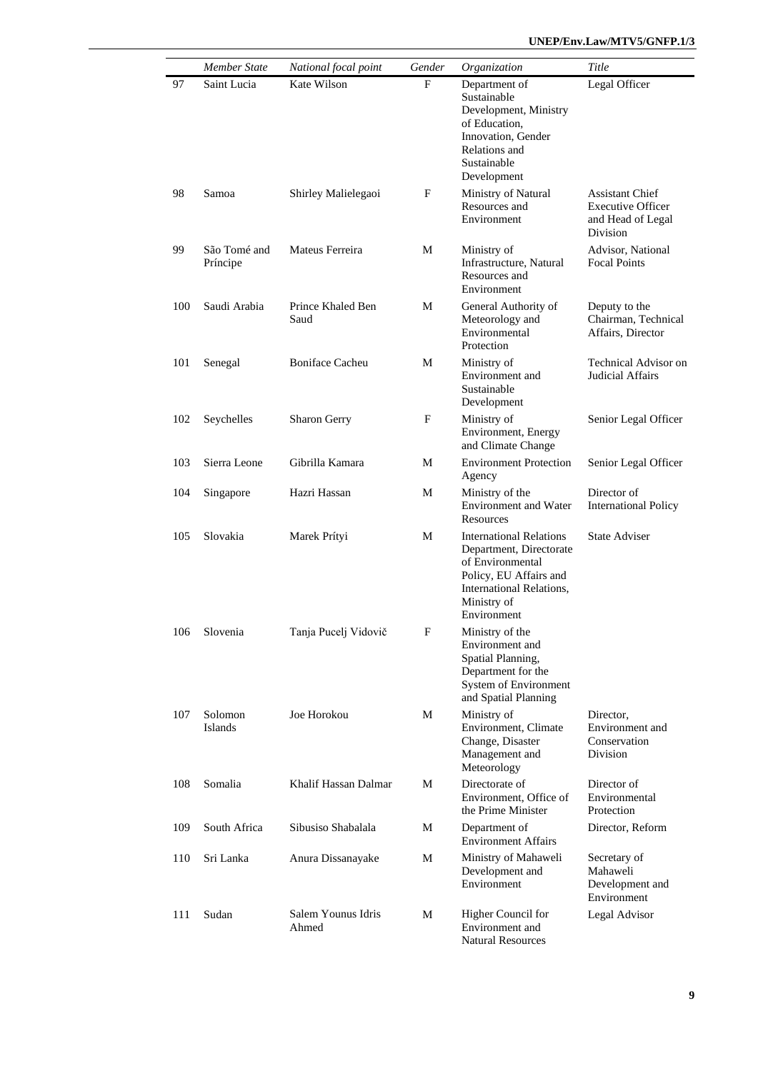|  | *Member State* | *National focal point* | *Gender* | *Organization* | *Title* |
|---|---|---|---|---|---|
| 97 | Saint Lucia | Kate Wilson | F | Department of Sustainable Development, Ministry of Education, Innovation, Gender Relations and Sustainable Development | Legal Officer |
| 98 | Samoa | Shirley Malielegaoi | F | Ministry of Natural Resources and Environment | Assistant Chief Executive Officer and Head of Legal Division |
| 99 | São Tomé and Príncipe | Mateus Ferreira | M | Ministry of Infrastructure, Natural Resources and Environment | Advisor, National Focal Points |
| 100 | Saudi Arabia | Prince Khaled Ben Saud | M | General Authority of Meteorology and Environmental Protection | Deputy to the Chairman, Technical Affairs, Director |
| 101 | Senegal | Boniface Cacheu | M | Ministry of Environment and Sustainable Development | Technical Advisor on Judicial Affairs |
| 102 | Seychelles | Sharon Gerry | F | Ministry of Environment, Energy and Climate Change | Senior Legal Officer |
| 103 | Sierra Leone | Gibrilla Kamara | M | Environment Protection Agency | Senior Legal Officer |
| 104 | Singapore | Hazri Hassan | M | Ministry of the Environment and Water Resources | Director of International Policy |
| 105 | Slovakia | Marek Prítyi | M | International Relations Department, Directorate of Environmental Policy, EU Affairs and International Relations, Ministry of Environment | State Adviser |
| 106 | Slovenia | Tanja Pucelj Vidovič | F | Ministry of the Environment and Spatial Planning, Department for the System of Environment and Spatial Planning |  |
| 107 | Solomon Islands | Joe Horokou | M | Ministry of Environment, Climate Change, Disaster Management and Meteorology | Director, Environment and Conservation Division |
| 108 | Somalia | Khalif Hassan Dalmar | M | Directorate of Environment, Office of the Prime Minister | Director of Environmental Protection |
| 109 | South Africa | Sibusiso Shabalala | M | Department of Environment Affairs | Director, Reform |
| 110 | Sri Lanka | Anura Dissanayake | M | Ministry of Mahaweli Development and Environment | Secretary of Mahaweli Development and Environment |
| 111 | Sudan | Salem Younus Idris Ahmed | M | Higher Council for Environment and Natural Resources | Legal Advisor |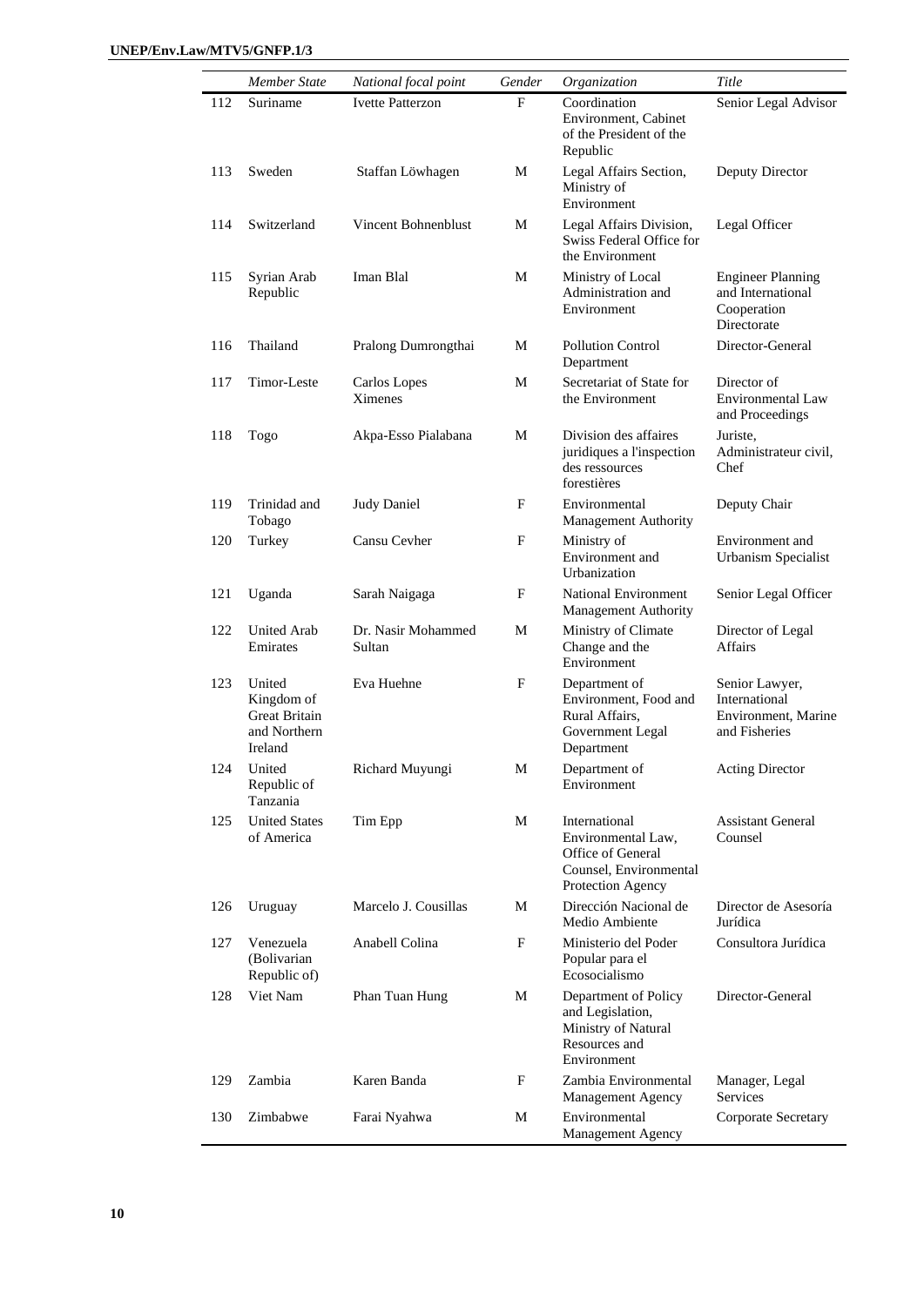| | *Member State* | *National focal point* | *Gender* | *Organization* | *Title* |
|---|---|---|---|---|---|
| 112 | Suriname | Ivette Patterzon | F | Coordination Environment, Cabinet of the President of the Republic | Senior Legal Advisor |
| 113 | Sweden | Staffan Löwhagen | M | Legal Affairs Section, Ministry of Environment | Deputy Director |
| 114 | Switzerland | Vincent Bohnenblust | M | Legal Affairs Division, Swiss Federal Office for the Environment | Legal Officer |
| 115 | Syrian Arab Republic | Iman Blal | M | Ministry of Local Administration and Environment | Engineer Planning and International Cooperation Directorate |
| 116 | Thailand | Pralong Dumrongthai | M | Pollution Control Department | Director-General |
| 117 | Timor-Leste | Carlos Lopes Ximenes | M | Secretariat of State for the Environment | Director of Environmental Law and Proceedings |
| 118 | Togo | Akpa-Esso Pialabana | M | Division des affaires juridiques a l'inspection des ressources forestières | Juriste, Administrateur civil, Chef |
| 119 | Trinidad and Tobago | Judy Daniel | F | Environmental Management Authority | Deputy Chair |
| 120 | Turkey | Cansu Cevher | F | Ministry of Environment and Urbanization | Environment and Urbanism Specialist |
| 121 | Uganda | Sarah Naigaga | F | National Environment Management Authority | Senior Legal Officer |
| 122 | United Arab Emirates | Dr. Nasir Mohammed Sultan | M | Ministry of Climate Change and the Environment | Director of Legal Affairs |
| 123 | United Kingdom of Great Britain and Northern Ireland | Eva Huehne | F | Department of Environment, Food and Rural Affairs, Government Legal Department | Senior Lawyer, International Environment, Marine and Fisheries |
| 124 | United Republic of Tanzania | Richard Muyungi | M | Department of Environment | Acting Director |
| 125 | United States of America | Tim Epp | M | International Environmental Law, Office of General Counsel, Environmental Protection Agency | Assistant General Counsel |
| 126 | Uruguay | Marcelo J. Cousillas | M | Dirección Nacional de Medio Ambiente | Director de Asesoría Jurídica |
| 127 | Venezuela (Bolivarian Republic of) | Anabell Colina | F | Ministerio del Poder Popular para el Ecosocialismo | Consultora Jurídica |
| 128 | Viet Nam | Phan Tuan Hung | M | Department of Policy and Legislation, Ministry of Natural Resources and Environment | Director-General |
| 129 | Zambia | Karen Banda | F | Zambia Environmental Management Agency | Manager, Legal Services |
| 130 | Zimbabwe | Farai Nyahwa | M | Environmental Management Agency | Corporate Secretary |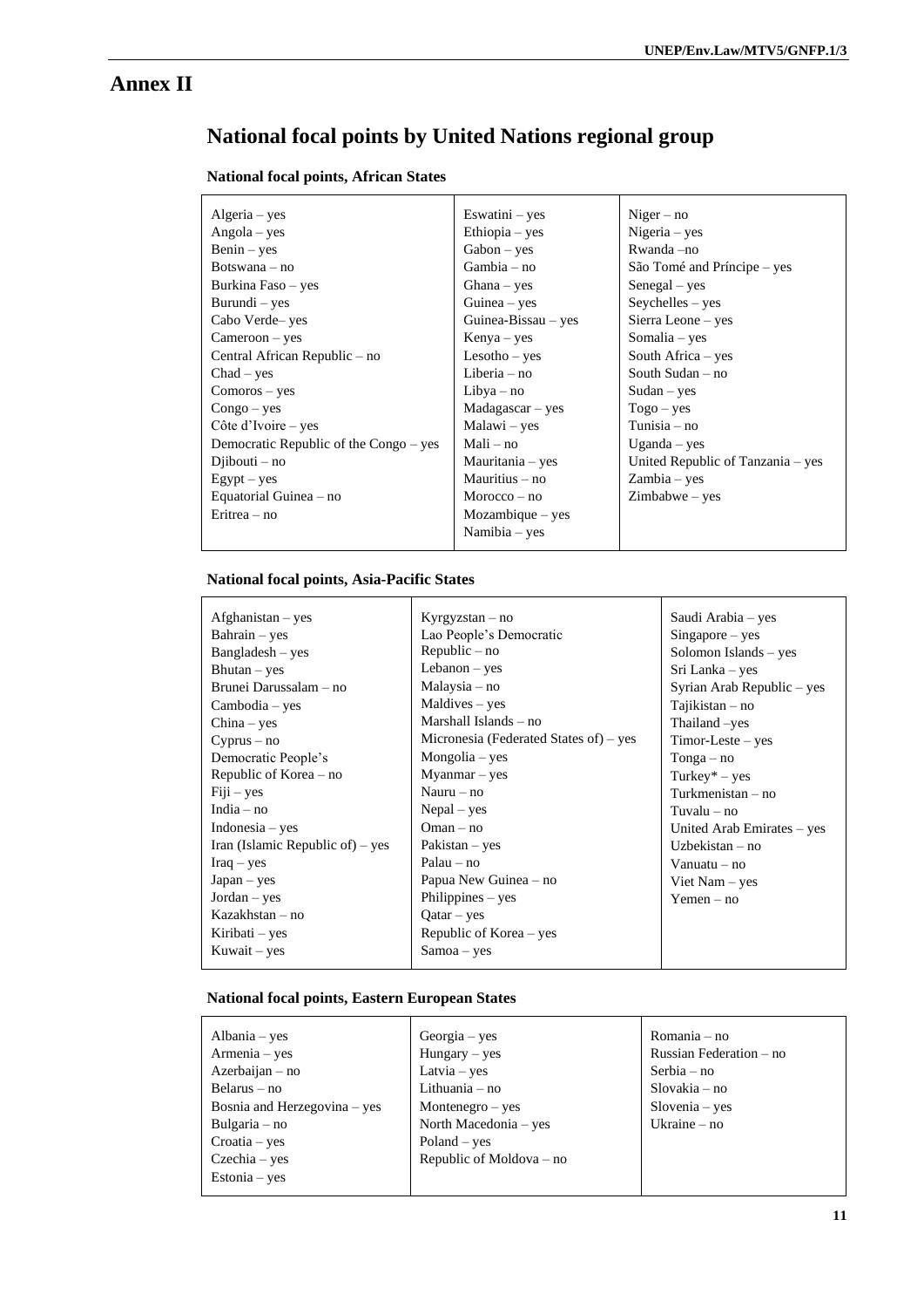# Annex II

## National focal points by United Nations regional group

### National focal points, African States

| | | |
|---|---|---|
| Algeria – yes<br>Angola – yes<br>Benin – yes<br>Botswana – no<br>Burkina Faso – yes<br>Burundi – yes<br>Cabo Verde– yes<br>Cameroon – yes<br>Central African Republic – no<br>Chad – yes<br>Comoros – yes<br>Congo – yes<br>Côte d'Ivoire – yes<br>Democratic Republic of the Congo – yes<br>Djibouti – no<br>Egypt – yes<br>Equatorial Guinea – no<br>Eritrea – no | Eswatini – yes<br>Ethiopia – yes<br>Gabon – yes<br>Gambia – no<br>Ghana – yes<br>Guinea – yes<br>Guinea-Bissau – yes<br>Kenya – yes<br>Lesotho – yes<br>Liberia – no<br>Libya – no<br>Madagascar – yes<br>Malawi – yes<br>Mali – no<br>Mauritania – yes<br>Mauritius – no<br>Morocco – no<br>Mozambique – yes<br>Namibia – yes | Niger – no<br>Nigeria – yes<br>Rwanda –no<br>São Tomé and Príncipe – yes<br>Senegal – yes<br>Seychelles – yes<br>Sierra Leone – yes<br>Somalia – yes<br>South Africa – yes<br>South Sudan – no<br>Sudan – yes<br>Togo – yes<br>Tunisia – no<br>Uganda – yes<br>United Republic of Tanzania – yes<br>Zambia – yes<br>Zimbabwe – yes |

### National focal points, Asia-Pacific States

| | | |
|---|---|---|
| Afghanistan – yes<br>Bahrain – yes<br>Bangladesh – yes<br>Bhutan – yes<br>Brunei Darussalam – no<br>Cambodia – yes<br>China – yes<br>Cyprus – no<br>Democratic People's Republic of Korea – no<br>Fiji – yes<br>India – no<br>Indonesia – yes<br>Iran (Islamic Republic of) – yes<br>Iraq – yes<br>Japan – yes<br>Jordan – yes<br>Kazakhstan – no<br>Kiribati – yes<br>Kuwait – yes | Kyrgyzstan – no<br>Lao People's Democratic Republic – no<br>Lebanon – yes<br>Malaysia – no<br>Maldives – yes<br>Marshall Islands – no<br>Micronesia (Federated States of) – yes<br>Mongolia – yes<br>Myanmar – yes<br>Nauru – no<br>Nepal – yes<br>Oman – no<br>Pakistan – yes<br>Palau – no<br>Papua New Guinea – no<br>Philippines – yes<br>Qatar – yes<br>Republic of Korea – yes<br>Samoa – yes | Saudi Arabia – yes<br>Singapore – yes<br>Solomon Islands – yes<br>Sri Lanka – yes<br>Syrian Arab Republic – yes<br>Tajikistan – no<br>Thailand –yes<br>Timor-Leste – yes<br>Tonga – no<br>Turkey* – yes<br>Turkmenistan – no<br>Tuvalu – no<br>United Arab Emirates – yes<br>Uzbekistan – no<br>Vanuatu – no<br>Viet Nam – yes<br>Yemen – no |

### National focal points, Eastern European States

| | | |
|---|---|---|
| Albania – yes<br>Armenia – yes<br>Azerbaijan – no<br>Belarus – no<br>Bosnia and Herzegovina – yes<br>Bulgaria – no<br>Croatia – yes<br>Czechia – yes<br>Estonia – yes | Georgia – yes<br>Hungary – yes<br>Latvia – yes<br>Lithuania – no<br>Montenegro – yes<br>North Macedonia – yes<br>Poland – yes<br>Republic of Moldova – no | Romania – no<br>Russian Federation – no<br>Serbia – no<br>Slovakia – no<br>Slovenia – yes<br>Ukraine – no |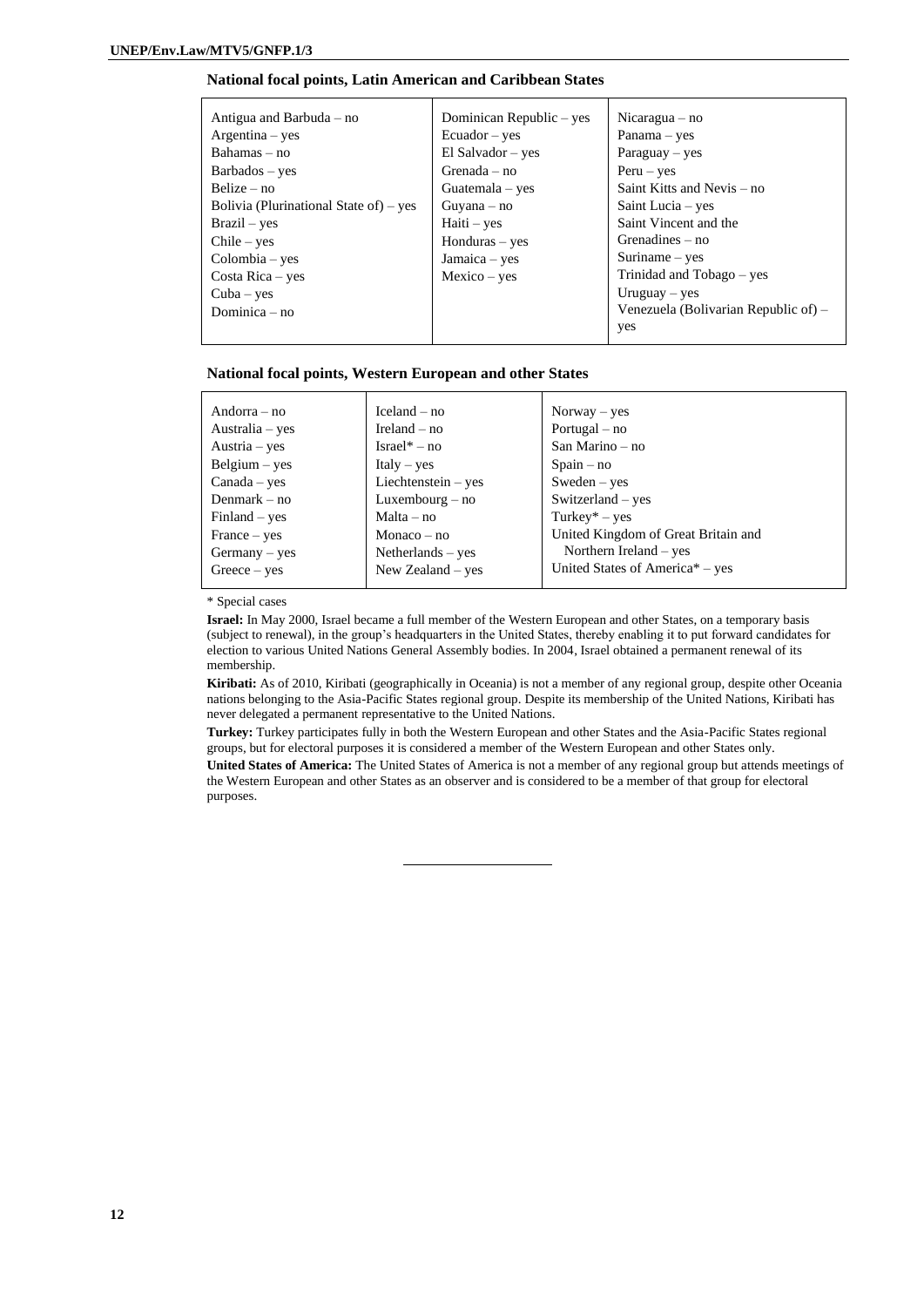#### National focal points, Latin American and Caribbean States

| | | |
|---|---|---|
| Antigua and Barbuda – no | Dominican Republic – yes | Nicaragua – no |
| Argentina – yes | Ecuador – yes | Panama – yes |
| Bahamas – no | El Salvador – yes | Paraguay – yes |
| Barbados – yes | Grenada – no | Peru – yes |
| Belize – no | Guatemala – yes | Saint Kitts and Nevis – no |
| Bolivia (Plurinational State of) – yes | Guyana – no | Saint Lucia – yes |
| Brazil – yes | Haiti – yes | Saint Vincent and the Grenadines – no |
| Chile – yes | Honduras – yes | Suriname – yes |
| Colombia – yes | Jamaica – yes | Trinidad and Tobago – yes |
| Costa Rica – yes | Mexico – yes | Uruguay – yes |
| Cuba – yes | | Venezuela (Bolivarian Republic of) – yes |
| Dominica – no | | |

#### National focal points, Western European and other States

| | | |
|---|---|---|
| Andorra – no | Iceland – no | Norway – yes |
| Australia – yes | Ireland – no | Portugal – no |
| Austria – yes | Israel* – no | San Marino – no |
| Belgium – yes | Italy – yes | Spain – no |
| Canada – yes | Liechtenstein – yes | Sweden – yes |
| Denmark – no | Luxembourg – no | Switzerland – yes |
| Finland – yes | Malta – no | Turkey* – yes |
| France – yes | Monaco – no | United Kingdom of Great Britain and Northern Ireland – yes |
| Germany – yes | Netherlands – yes | United States of America* – yes |
| Greece – yes | New Zealand – yes | |

\* Special cases

**Israel:** In May 2000, Israel became a full member of the Western European and other States, on a temporary basis (subject to renewal), in the group's headquarters in the United States, thereby enabling it to put forward candidates for election to various United Nations General Assembly bodies. In 2004, Israel obtained a permanent renewal of its membership.

**Kiribati:** As of 2010, Kiribati (geographically in Oceania) is not a member of any regional group, despite other Oceania nations belonging to the Asia-Pacific States regional group. Despite its membership of the United Nations, Kiribati has never delegated a permanent representative to the United Nations.

**Turkey:** Turkey participates fully in both the Western European and other States and the Asia-Pacific States regional groups, but for electoral purposes it is considered a member of the Western European and other States only.

**United States of America:** The United States of America is not a member of any regional group but attends meetings of the Western European and other States as an observer and is considered to be a member of that group for electoral purposes.